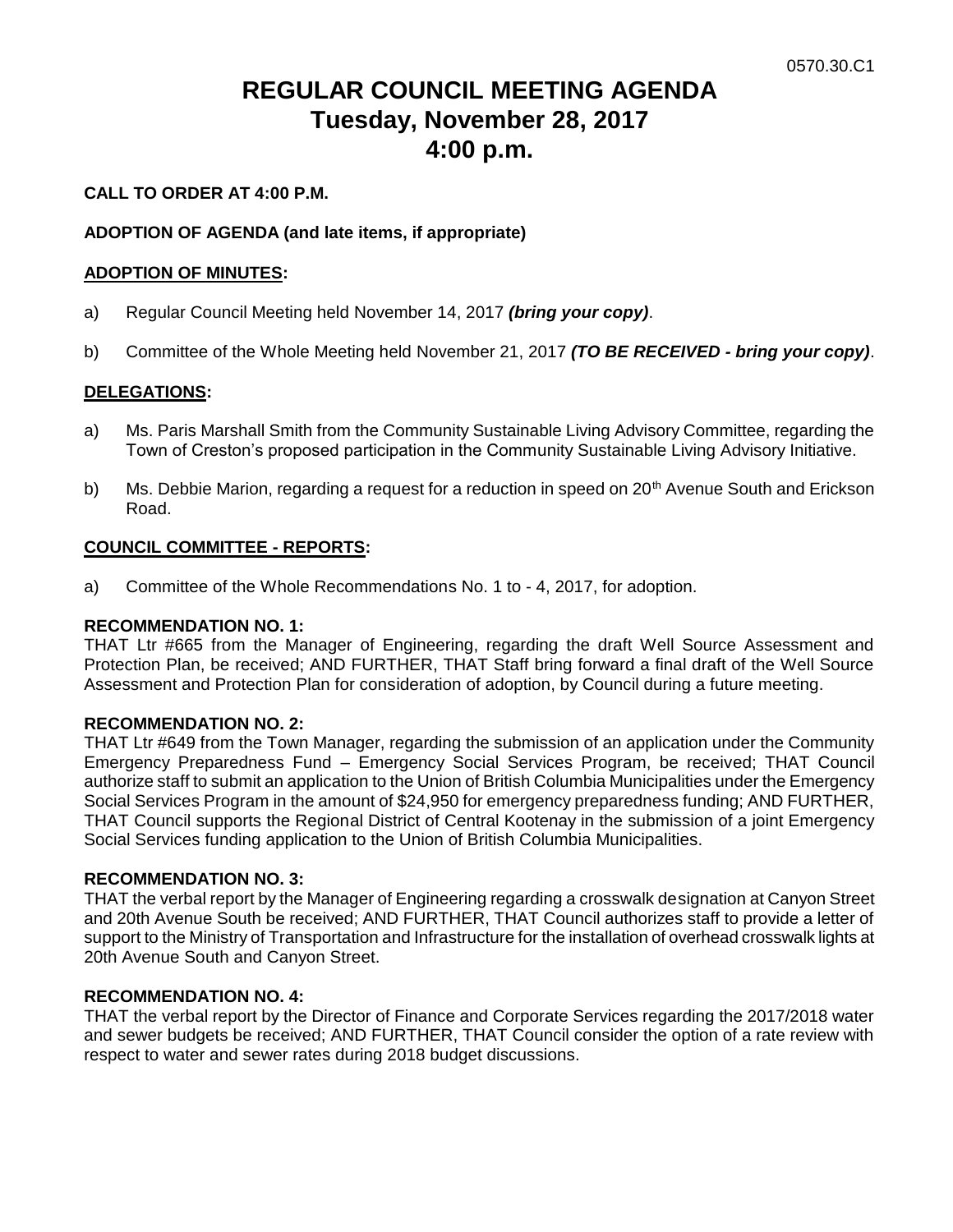0570.30.C1

# REGULAR COUNCIL MEETING AGENDA
# Tuesday, November 28, 2017
# 4:00 p.m.

**CALL TO ORDER AT 4:00 P.M.**

**ADOPTION OF AGENDA (and late items, if appropriate)**

**ADOPTION OF MINUTES:**

a) Regular Council Meeting held November 14, 2017 ***(bring your copy)***.

b) Committee of the Whole Meeting held November 21, 2017 ***(TO BE RECEIVED - bring your copy)***.

**DELEGATIONS:**

a) Ms. Paris Marshall Smith from the Community Sustainable Living Advisory Committee, regarding the Town of Creston's proposed participation in the Community Sustainable Living Advisory Initiative.

b) Ms. Debbie Marion, regarding a request for a reduction in speed on 20th Avenue South and Erickson Road.

**COUNCIL COMMITTEE - REPORTS:**

a) Committee of the Whole Recommendations No. 1 to - 4, 2017, for adoption.

**RECOMMENDATION NO. 1:**
THAT Ltr #665 from the Manager of Engineering, regarding the draft Well Source Assessment and Protection Plan, be received; AND FURTHER, THAT Staff bring forward a final draft of the Well Source Assessment and Protection Plan for consideration of adoption, by Council during a future meeting.

**RECOMMENDATION NO. 2:**
THAT Ltr #649 from the Town Manager, regarding the submission of an application under the Community Emergency Preparedness Fund – Emergency Social Services Program, be received; THAT Council authorize staff to submit an application to the Union of British Columbia Municipalities under the Emergency Social Services Program in the amount of $24,950 for emergency preparedness funding; AND FURTHER, THAT Council supports the Regional District of Central Kootenay in the submission of a joint Emergency Social Services funding application to the Union of British Columbia Municipalities.

**RECOMMENDATION NO. 3:**
THAT the verbal report by the Manager of Engineering regarding a crosswalk designation at Canyon Street and 20th Avenue South be received; AND FURTHER, THAT Council authorizes staff to provide a letter of support to the Ministry of Transportation and Infrastructure for the installation of overhead crosswalk lights at 20th Avenue South and Canyon Street.

**RECOMMENDATION NO. 4:**
THAT the verbal report by the Director of Finance and Corporate Services regarding the 2017/2018 water and sewer budgets be received; AND FURTHER, THAT Council consider the option of a rate review with respect to water and sewer rates during 2018 budget discussions.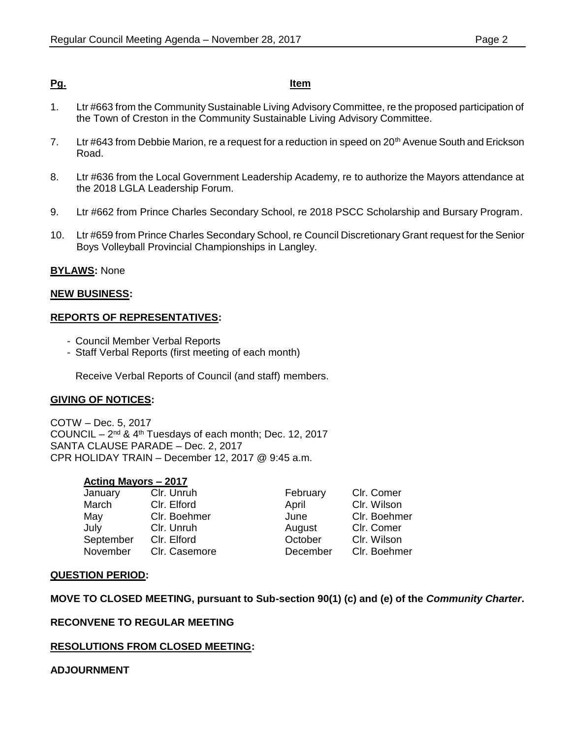**Pg.** **Item**

1. Ltr #663 from the Community Sustainable Living Advisory Committee, re the proposed participation of the Town of Creston in the Community Sustainable Living Advisory Committee.

7. Ltr #643 from Debbie Marion, re a request for a reduction in speed on 20th Avenue South and Erickson Road.

8. Ltr #636 from the Local Government Leadership Academy, re to authorize the Mayors attendance at the 2018 LGLA Leadership Forum.

9. Ltr #662 from Prince Charles Secondary School, re 2018 PSCC Scholarship and Bursary Program.

10. Ltr #659 from Prince Charles Secondary School, re Council Discretionary Grant request for the Senior Boys Volleyball Provincial Championships in Langley.

**BYLAWS:** None

**NEW BUSINESS:**

**REPORTS OF REPRESENTATIVES:**

- Council Member Verbal Reports
- Staff Verbal Reports (first meeting of each month)

Receive Verbal Reports of Council (and staff) members.

**GIVING OF NOTICES:**

COTW – Dec. 5, 2017
COUNCIL – 2nd & 4th Tuesdays of each month; Dec. 12, 2017
SANTA CLAUSE PARADE – Dec. 2, 2017
CPR HOLIDAY TRAIN – December 12, 2017 @ 9:45 a.m.

**Acting Mayors – 2017**

| | | | |
|---|---|---|---|
| January | Clr. Unruh | February | Clr. Comer |
| March | Clr. Elford | April | Clr. Wilson |
| May | Clr. Boehmer | June | Clr. Boehmer |
| July | Clr. Unruh | August | Clr. Comer |
| September | Clr. Elford | October | Clr. Wilson |
| November | Clr. Casemore | December | Clr. Boehmer |

**QUESTION PERIOD:**

**MOVE TO CLOSED MEETING, pursuant to Sub-section 90(1) (c) and (e) of the *Community Charter*.**

**RECONVENE TO REGULAR MEETING**

**RESOLUTIONS FROM CLOSED MEETING:**

**ADJOURNMENT**